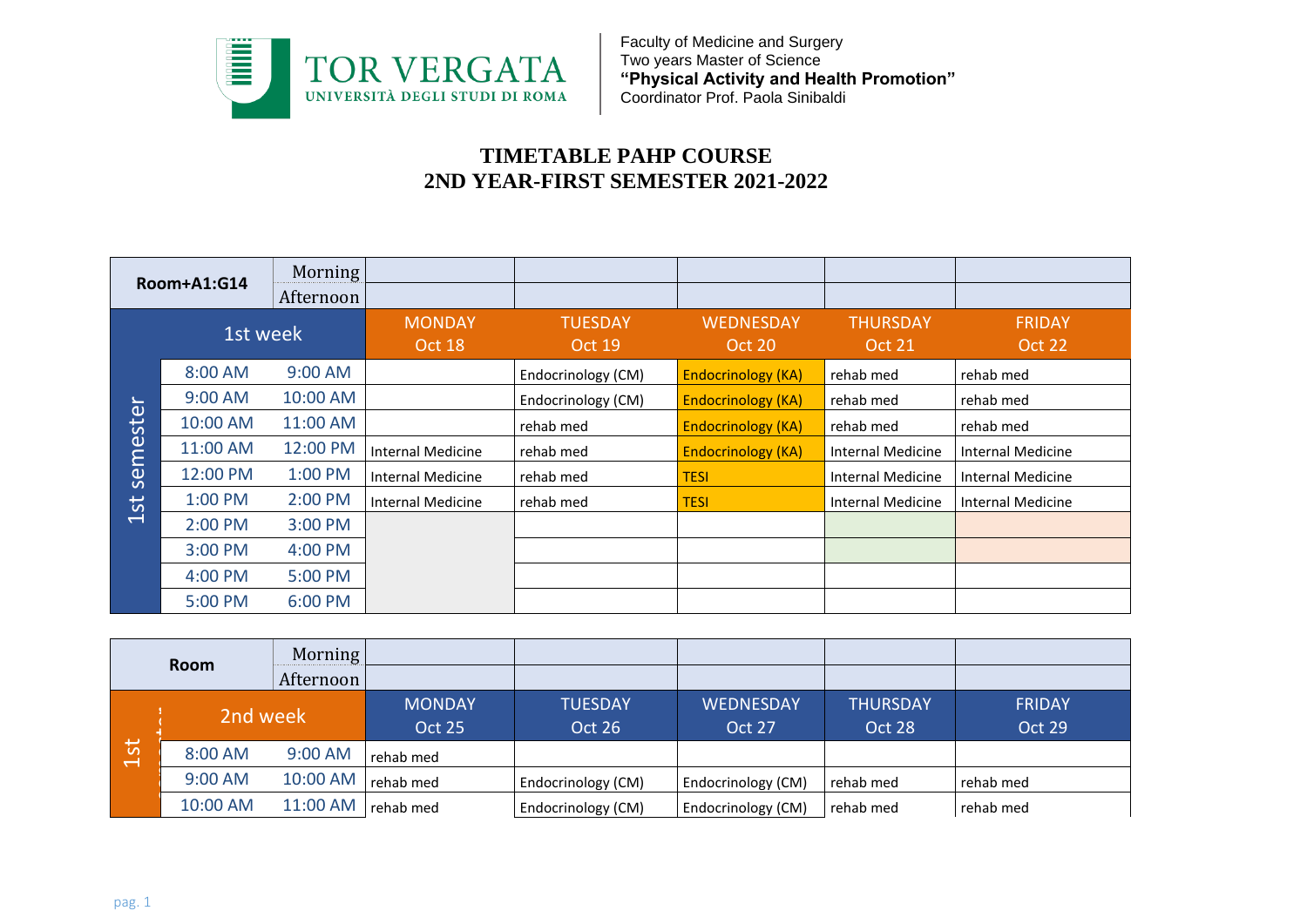Faculty of Medicine and Surgery
Two years Master of Science
**"Physical Activity and Health Promotion"**
Coordinator Prof. Paola Sinibaldi

# TIMETABLE PAHP COURSE
# 2ND YEAR-FIRST SEMESTER 2021-2022

| Room+A1:G14 | | Morning / Afternoon | | | | | |
|---|---|---|---|---|---|---|---|
| 1st semester | 1st week | | MONDAY Oct 18 | TUESDAY Oct 19 | WEDNESDAY Oct 20 | THURSDAY Oct 21 | FRIDAY Oct 22 |
| | 8:00 AM | 9:00 AM | | Endocrinology (CM) | Endocrinology (KA) | rehab med | rehab med |
| | 9:00 AM | 10:00 AM | | Endocrinology (CM) | Endocrinology (KA) | rehab med | rehab med |
| | 10:00 AM | 11:00 AM | | rehab med | Endocrinology (KA) | rehab med | rehab med |
| | 11:00 AM | 12:00 PM | Internal Medicine | rehab med | Endocrinology (KA) | Internal Medicine | Internal Medicine |
| | 12:00 PM | 1:00 PM | Internal Medicine | rehab med | TESI | Internal Medicine | Internal Medicine |
| | 1:00 PM | 2:00 PM | Internal Medicine | rehab med | TESI | Internal Medicine | Internal Medicine |
| | 2:00 PM | 3:00 PM | | | | | |
| | 3:00 PM | 4:00 PM | | | | | |
| | 4:00 PM | 5:00 PM | | | | | |
| | 5:00 PM | 6:00 PM | | | | | |

| Room | | Morning / Afternoon | | | | | |
|---|---|---|---|---|---|---|---|
| 1st semester | 2nd week | | MONDAY Oct 25 | TUESDAY Oct 26 | WEDNESDAY Oct 27 | THURSDAY Oct 28 | FRIDAY Oct 29 |
| | 8:00 AM | 9:00 AM | rehab med | | | | |
| | 9:00 AM | 10:00 AM | rehab med | Endocrinology (CM) | Endocrinology (CM) | rehab med | rehab med |
| | 10:00 AM | 11:00 AM | rehab med | Endocrinology (CM) | Endocrinology (CM) | rehab med | rehab med |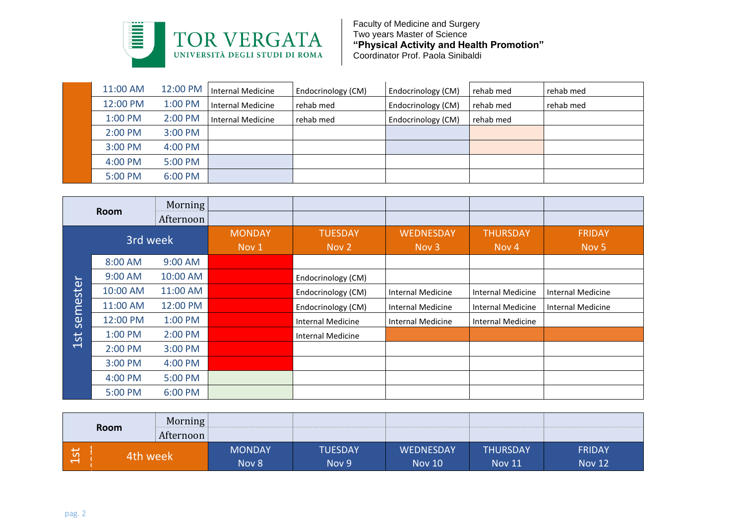Faculty of Medicine and Surgery
Two years Master of Science
**"Physical Activity and Health Promotion"**
Coordinator Prof. Paola Sinibaldi

| | | | | | | | |
|---|---|---|---|---|---|---|---|
| 11:00 AM | 12:00 PM | Internal Medicine | Endocrinology (CM) | Endocrinology (CM) | rehab med | rehab med |
| 12:00 PM | 1:00 PM | Internal Medicine | rehab med | Endocrinology (CM) | rehab med | rehab med |
| 1:00 PM | 2:00 PM | Internal Medicine | rehab med | Endocrinology (CM) | rehab med | |
| 2:00 PM | 3:00 PM | | | | | |
| 3:00 PM | 4:00 PM | | | | | |
| 4:00 PM | 5:00 PM | | | | | |
| 5:00 PM | 6:00 PM | | | | | |

| Room | | | | | | |
|---|---|---|---|---|---|---|
| | Morning | | | | | |
| | Afternoon | | | | | |
| **3rd week** | | MONDAY Nov 1 | TUESDAY Nov 2 | WEDNESDAY Nov 3 | THURSDAY Nov 4 | FRIDAY Nov 5 |
| 8:00 AM | 9:00 AM | | | | | |
| 9:00 AM | 10:00 AM | | Endocrinology (CM) | | | |
| 10:00 AM | 11:00 AM | | Endocrinology (CM) | Internal Medicine | Internal Medicine | Internal Medicine |
| 11:00 AM | 12:00 PM | | Endocrinology (CM) | Internal Medicine | Internal Medicine | Internal Medicine |
| 12:00 PM | 1:00 PM | | Internal Medicine | Internal Medicine | Internal Medicine | |
| 1:00 PM | 2:00 PM | | Internal Medicine | | | |
| 2:00 PM | 3:00 PM | | | | | |
| 3:00 PM | 4:00 PM | | | | | |
| 4:00 PM | 5:00 PM | | | | | |
| 5:00 PM | 6:00 PM | | | | | |

1st semester

| Room | | | | | | |
|---|---|---|---|---|---|---|
| | Morning | | | | | |
| | Afternoon | | | | | |
| **4th week** | | MONDAY Nov 8 | TUESDAY Nov 9 | WEDNESDAY Nov 10 | THURSDAY Nov 11 | FRIDAY Nov 12 |

1st semester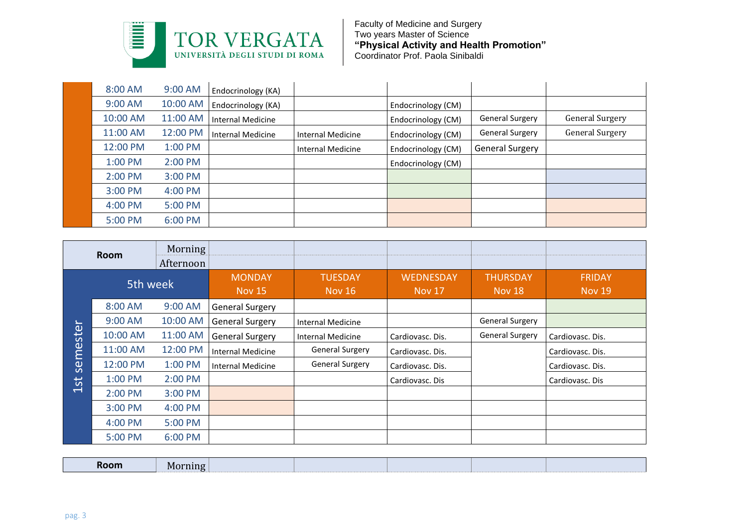Faculty of Medicine and Surgery
Two years Master of Science
**"Physical Activity and Health Promotion"**
Coordinator Prof. Paola Sinibaldi

| | | | | | | |
|---|---|---|---|---|---|---|
| 8:00 AM | 9:00 AM | Endocrinology (KA) | | | | |
| 9:00 AM | 10:00 AM | Endocrinology (KA) | | Endocrinology (CM) | | |
| 10:00 AM | 11:00 AM | Internal Medicine | | Endocrinology (CM) | General Surgery | General Surgery |
| 11:00 AM | 12:00 PM | Internal Medicine | Internal Medicine | Endocrinology (CM) | General Surgery | General Surgery |
| 12:00 PM | 1:00 PM | | Internal Medicine | Endocrinology (CM) | General Surgery | |
| 1:00 PM | 2:00 PM | | | Endocrinology (CM) | | |
| 2:00 PM | 3:00 PM | | | | | |
| 3:00 PM | 4:00 PM | | | | | |
| 4:00 PM | 5:00 PM | | | | | |
| 5:00 PM | 6:00 PM | | | | | |

| Room | | | | | | |
|---|---|---|---|---|---|---|
| | Morning | | | | | |
| | Afternoon | | | | | |
| **1st semester – 5th week** | | **MONDAY Nov 15** | **TUESDAY Nov 16** | **WEDNESDAY Nov 17** | **THURSDAY Nov 18** | **FRIDAY Nov 19** |
| 8:00 AM | 9:00 AM | General Surgery | | | | |
| 9:00 AM | 10:00 AM | General Surgery | Internal Medicine | | General Surgery | |
| 10:00 AM | 11:00 AM | General Surgery | Internal Medicine | Cardiovasc. Dis. | General Surgery | Cardiovasc. Dis. |
| 11:00 AM | 12:00 PM | Internal Medicine | General Surgery | Cardiovasc. Dis. | | Cardiovasc. Dis. |
| 12:00 PM | 1:00 PM | Internal Medicine | General Surgery | Cardiovasc. Dis. | | Cardiovasc. Dis. |
| 1:00 PM | 2:00 PM | | | Cardiovasc. Dis | | Cardiovasc. Dis |
| 2:00 PM | 3:00 PM | | | | | |
| 3:00 PM | 4:00 PM | | | | | |
| 4:00 PM | 5:00 PM | | | | | |
| 5:00 PM | 6:00 PM | | | | | |

| Room | | | | | | |
|---|---|---|---|---|---|---|
| | Morning | | | | | |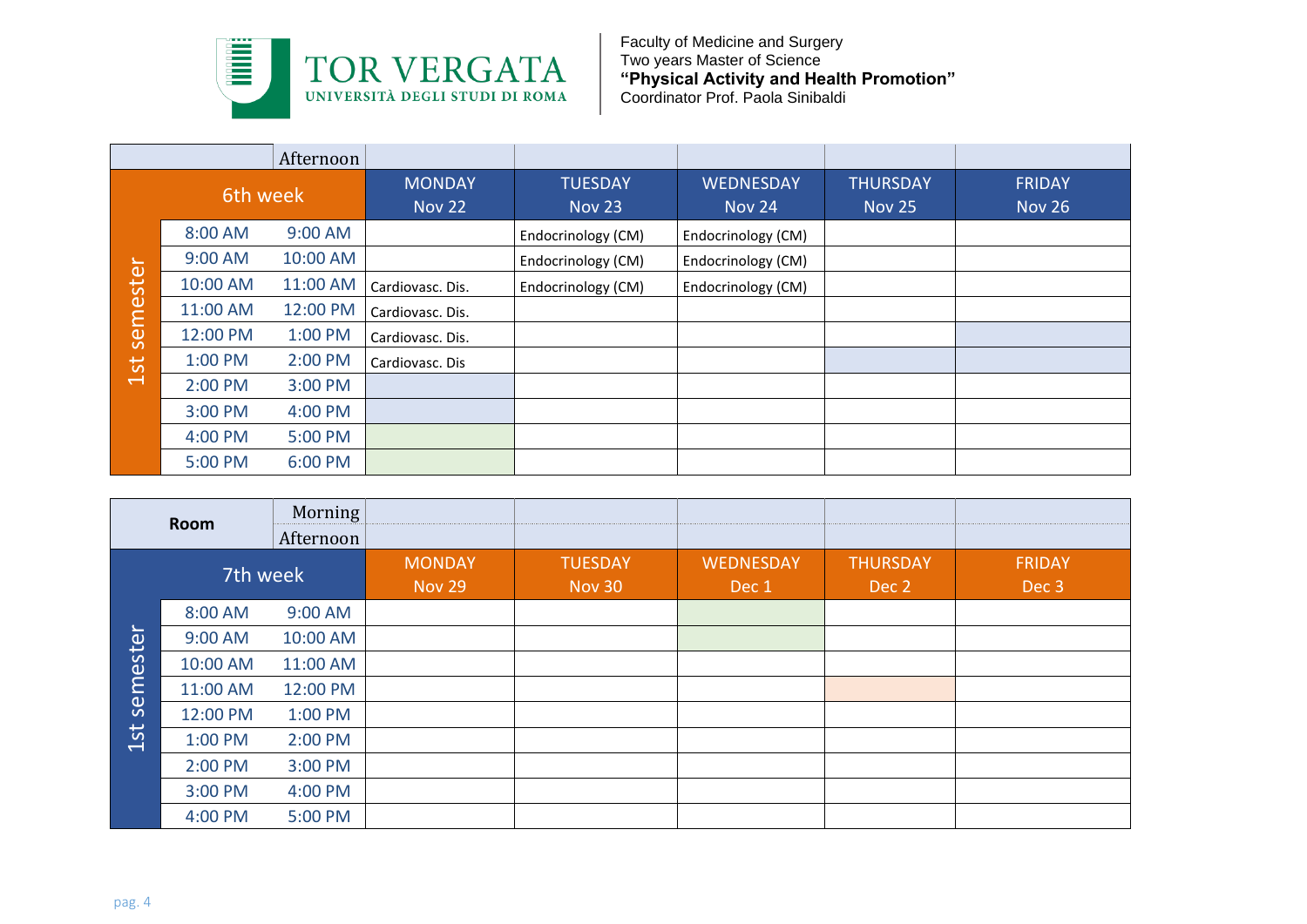Faculty of Medicine and Surgery
Two years Master of Science
**"Physical Activity and Health Promotion"**
Coordinator Prof. Paola Sinibaldi

| | | Afternoon | | | | | |
|---|---|---|---|---|---|---|---|
| 1st semester | 6th week | | MONDAY Nov 22 | TUESDAY Nov 23 | WEDNESDAY Nov 24 | THURSDAY Nov 25 | FRIDAY Nov 26 |
| | 8:00 AM | 9:00 AM | | Endocrinology (CM) | Endocrinology (CM) | | |
| | 9:00 AM | 10:00 AM | | Endocrinology (CM) | Endocrinology (CM) | | |
| | 10:00 AM | 11:00 AM | Cardiovasc. Dis. | Endocrinology (CM) | Endocrinology (CM) | | |
| | 11:00 AM | 12:00 PM | Cardiovasc. Dis. | | | | |
| | 12:00 PM | 1:00 PM | Cardiovasc. Dis. | | | | |
| | 1:00 PM | 2:00 PM | Cardiovasc. Dis | | | | |
| | 2:00 PM | 3:00 PM | | | | | |
| | 3:00 PM | 4:00 PM | | | | | |
| | 4:00 PM | 5:00 PM | | | | | |
| | 5:00 PM | 6:00 PM | | | | | |

| **Room** | | Morning / Afternoon | | | | | |
|---|---|---|---|---|---|---|---|
| 1st semester | 7th week | | MONDAY Nov 29 | TUESDAY Nov 30 | WEDNESDAY Dec 1 | THURSDAY Dec 2 | FRIDAY Dec 3 |
| | 8:00 AM | 9:00 AM | | | | | |
| | 9:00 AM | 10:00 AM | | | | | |
| | 10:00 AM | 11:00 AM | | | | | |
| | 11:00 AM | 12:00 PM | | | | | |
| | 12:00 PM | 1:00 PM | | | | | |
| | 1:00 PM | 2:00 PM | | | | | |
| | 2:00 PM | 3:00 PM | | | | | |
| | 3:00 PM | 4:00 PM | | | | | |
| | 4:00 PM | 5:00 PM | | | | | |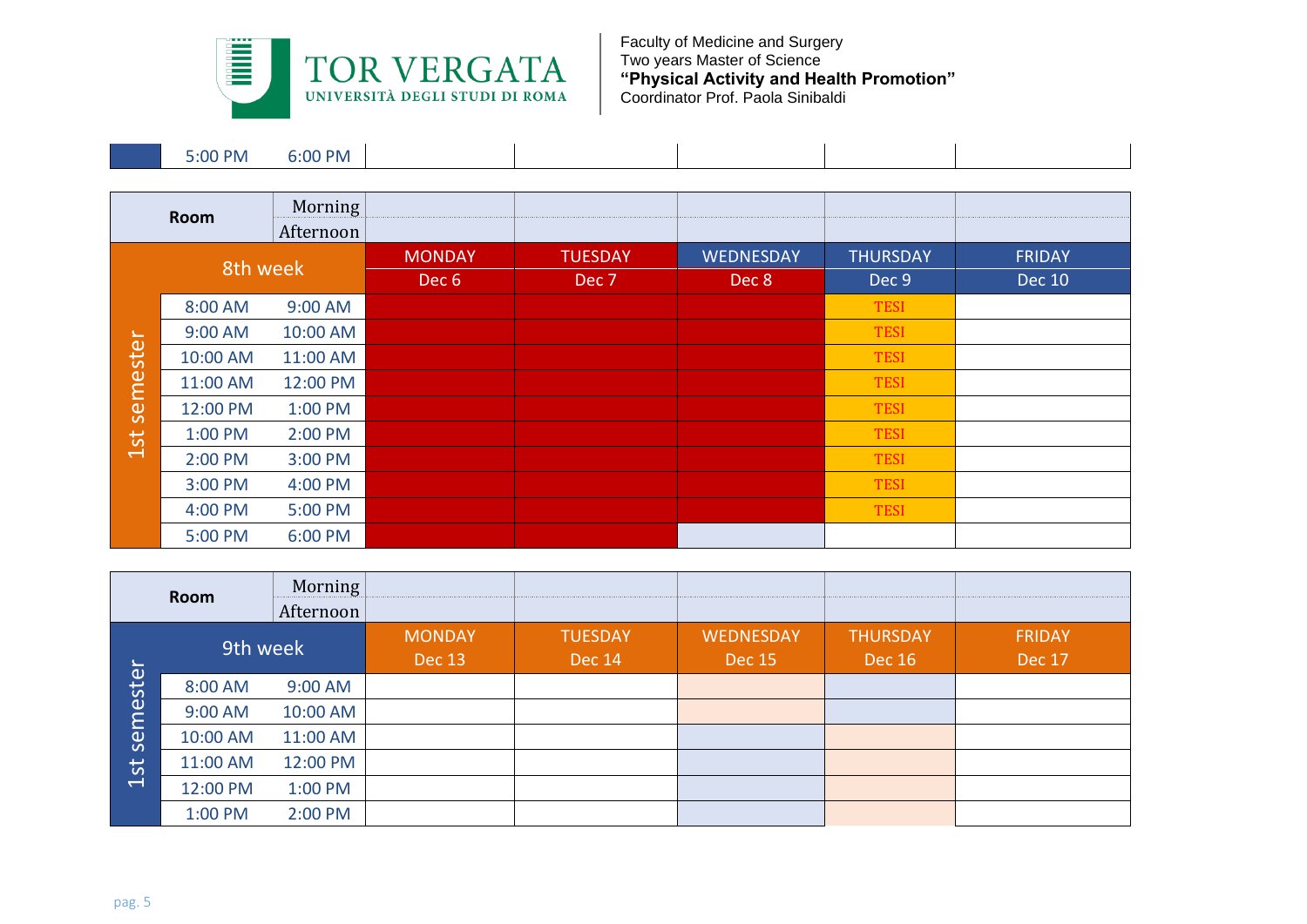Faculty of Medicine and Surgery
Two years Master of Science
**"Physical Activity and Health Promotion"**
Coordinator Prof. Paola Sinibaldi

| | 5:00 PM | 6:00 PM | | | | | |
|---|---|---|---|---|---|---|---|

| Room | | Morning / Afternoon | | | | | |
|---|---|---|---|---|---|---|---|
| **1st semester** | 8th week | | MONDAY Dec 6 | TUESDAY Dec 7 | WEDNESDAY Dec 8 | THURSDAY Dec 9 | FRIDAY Dec 10 |
| | 8:00 AM | 9:00 AM | | | | TESI | |
| | 9:00 AM | 10:00 AM | | | | TESI | |
| | 10:00 AM | 11:00 AM | | | | TESI | |
| | 11:00 AM | 12:00 PM | | | | TESI | |
| | 12:00 PM | 1:00 PM | | | | TESI | |
| | 1:00 PM | 2:00 PM | | | | TESI | |
| | 2:00 PM | 3:00 PM | | | | TESI | |
| | 3:00 PM | 4:00 PM | | | | TESI | |
| | 4:00 PM | 5:00 PM | | | | TESI | |
| | 5:00 PM | 6:00 PM | | | | | |

| Room | | Morning / Afternoon | | | | | |
|---|---|---|---|---|---|---|---|
| **1st semester** | 9th week | | MONDAY Dec 13 | TUESDAY Dec 14 | WEDNESDAY Dec 15 | THURSDAY Dec 16 | FRIDAY Dec 17 |
| | 8:00 AM | 9:00 AM | | | | | |
| | 9:00 AM | 10:00 AM | | | | | |
| | 10:00 AM | 11:00 AM | | | | | |
| | 11:00 AM | 12:00 PM | | | | | |
| | 12:00 PM | 1:00 PM | | | | | |
| | 1:00 PM | 2:00 PM | | | | | |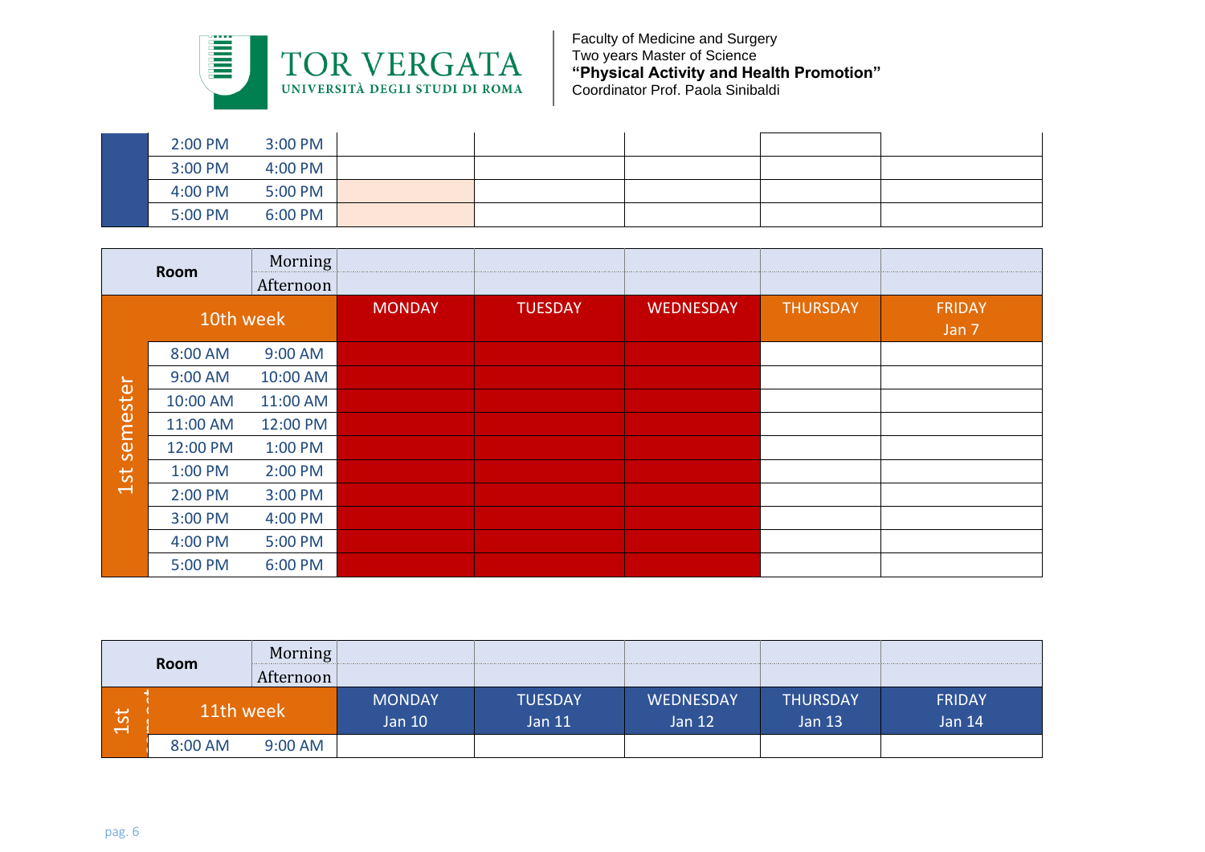Faculty of Medicine and Surgery
Two years Master of Science
**"Physical Activity and Health Promotion"**
Coordinator Prof. Paola Sinibaldi

| | | | | | | | |
|---|---|---|---|---|---|---|---|
| | 2:00 PM | 3:00 PM | | | | | |
| | 3:00 PM | 4:00 PM | | | | | |
| | 4:00 PM | 5:00 PM | | | | | |
| | 5:00 PM | 6:00 PM | | | | | |

| Room | | Morning / Afternoon | | | | | |
|---|---|---|---|---|---|---|---|
| **10th week** | | | MONDAY | TUESDAY | WEDNESDAY | THURSDAY | FRIDAY Jan 7 |
| 1st semester | 8:00 AM | 9:00 AM | | | | | |
| | 9:00 AM | 10:00 AM | | | | | |
| | 10:00 AM | 11:00 AM | | | | | |
| | 11:00 AM | 12:00 PM | | | | | |
| | 12:00 PM | 1:00 PM | | | | | |
| | 1:00 PM | 2:00 PM | | | | | |
| | 2:00 PM | 3:00 PM | | | | | |
| | 3:00 PM | 4:00 PM | | | | | |
| | 4:00 PM | 5:00 PM | | | | | |
| | 5:00 PM | 6:00 PM | | | | | |

| Room | | Morning / Afternoon | | | | | |
|---|---|---|---|---|---|---|---|
| **11th week** | | | MONDAY Jan 10 | TUESDAY Jan 11 | WEDNESDAY Jan 12 | THURSDAY Jan 13 | FRIDAY Jan 14 |
| 1st semester | 8:00 AM | 9:00 AM | | | | | |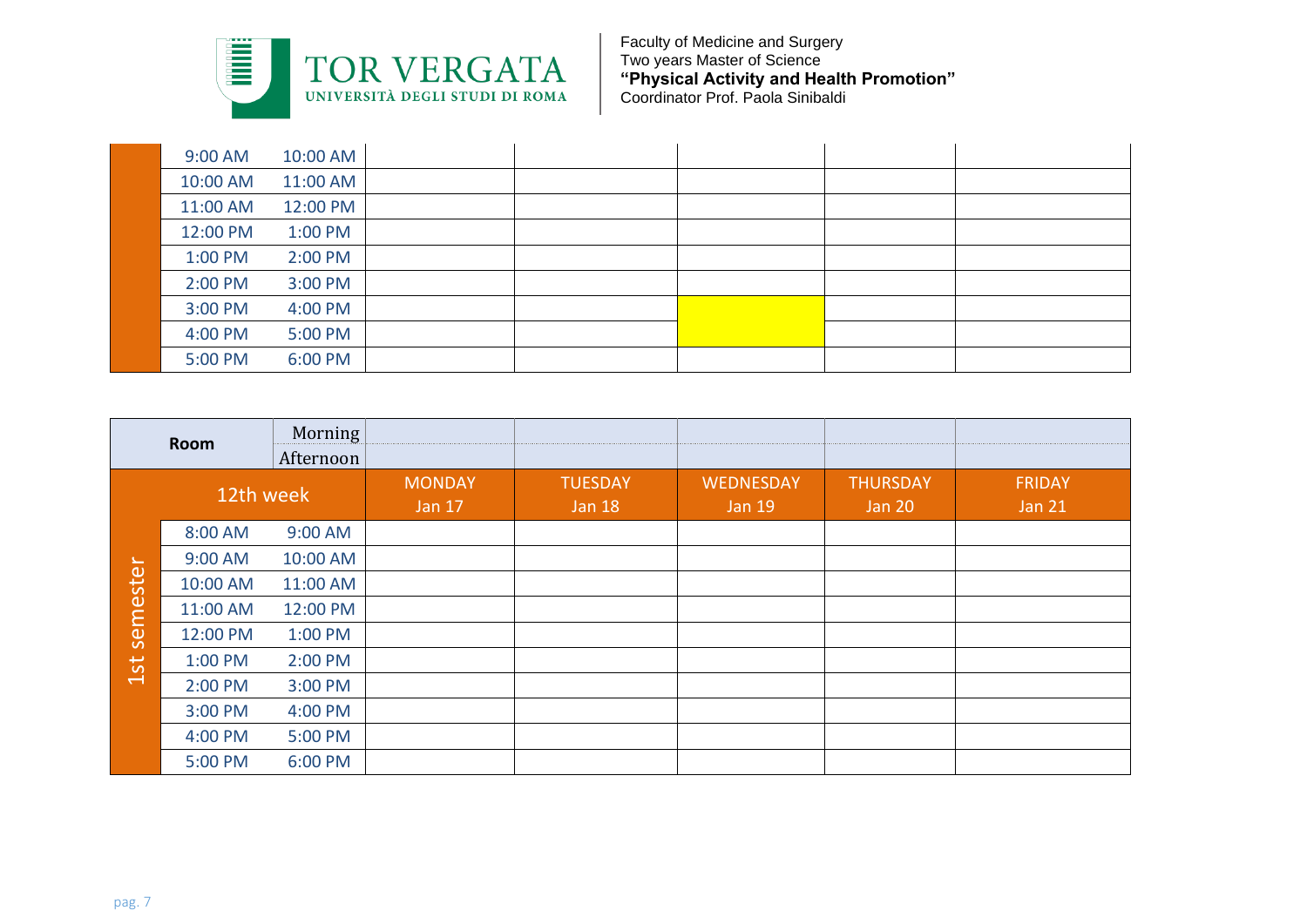Faculty of Medicine and Surgery
Two years Master of Science
**"Physical Activity and Health Promotion"**
Coordinator Prof. Paola Sinibaldi

| | | | | | | | |
|---|---|---|---|---|---|---|---|
| | 9:00 AM | 10:00 AM | | | | | |
| | 10:00 AM | 11:00 AM | | | | | |
| | 11:00 AM | 12:00 PM | | | | | |
| | 12:00 PM | 1:00 PM | | | | | |
| | 1:00 PM | 2:00 PM | | | | | |
| | 2:00 PM | 3:00 PM | | | | | |
| | 3:00 PM | 4:00 PM | | | | | |
| | 4:00 PM | 5:00 PM | | | | | |
| | 5:00 PM | 6:00 PM | | | | | |

| Room | | Morning / Afternoon | | | | | |
|---|---|---|---|---|---|---|---|
| 12th week | | | MONDAY Jan 17 | TUESDAY Jan 18 | WEDNESDAY Jan 19 | THURSDAY Jan 20 | FRIDAY Jan 21 |
| 1st semester | 8:00 AM | 9:00 AM | | | | | |
| | 9:00 AM | 10:00 AM | | | | | |
| | 10:00 AM | 11:00 AM | | | | | |
| | 11:00 AM | 12:00 PM | | | | | |
| | 12:00 PM | 1:00 PM | | | | | |
| | 1:00 PM | 2:00 PM | | | | | |
| | 2:00 PM | 3:00 PM | | | | | |
| | 3:00 PM | 4:00 PM | | | | | |
| | 4:00 PM | 5:00 PM | | | | | |
| | 5:00 PM | 6:00 PM | | | | | |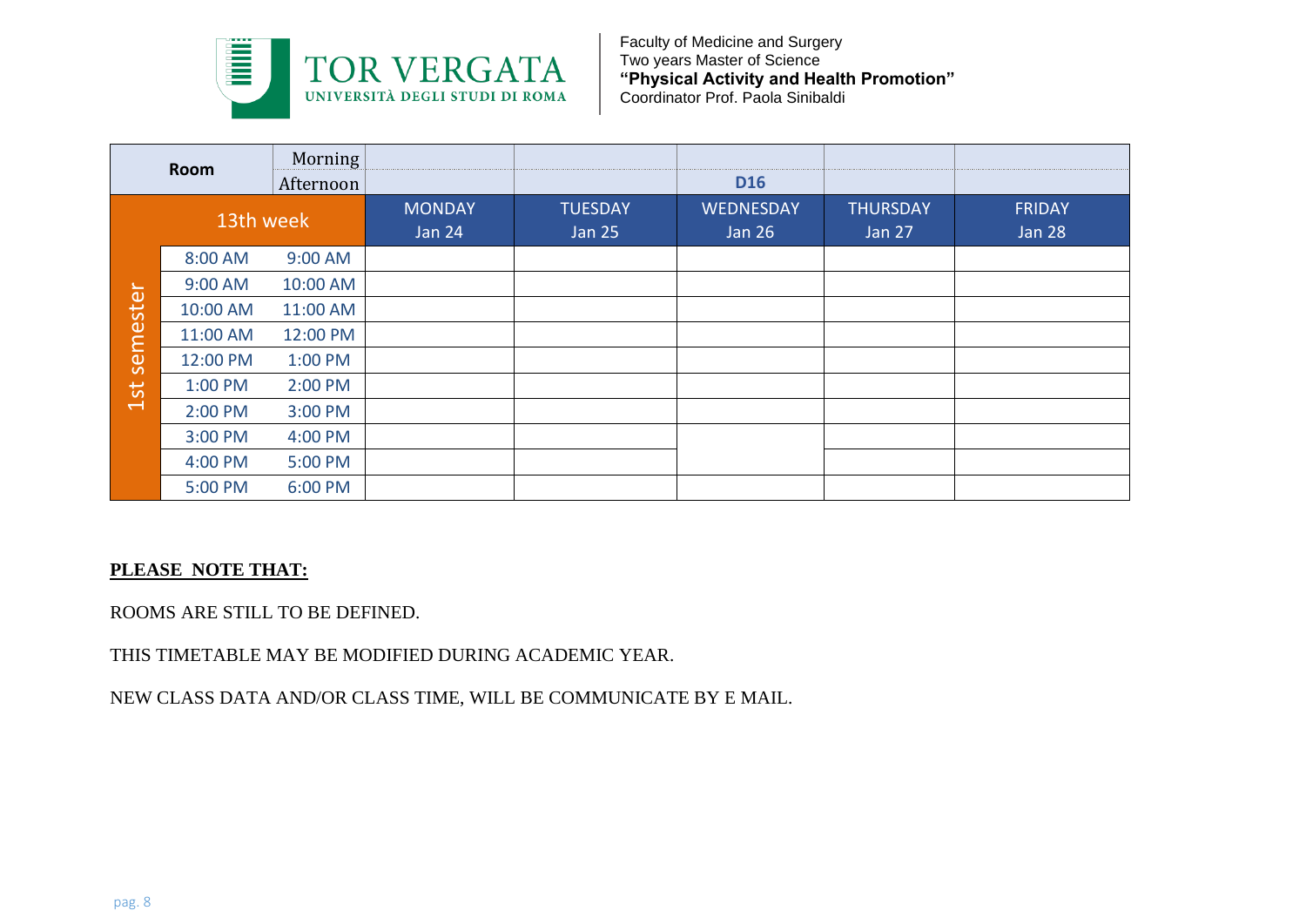Faculty of Medicine and Surgery
Two years Master of Science
**"Physical Activity and Health Promotion"**
Coordinator Prof. Paola Sinibaldi

| Room | | | | | | | |
|---|---|---|---|---|---|---|---|
| | | Morning | | | | | |
| | | Afternoon | | | D16 | | |
| 1st semester | 13th week | | MONDAY Jan 24 | TUESDAY Jan 25 | WEDNESDAY Jan 26 | THURSDAY Jan 27 | FRIDAY Jan 28 |
| | 8:00 AM | 9:00 AM | | | | | |
| | 9:00 AM | 10:00 AM | | | | | |
| | 10:00 AM | 11:00 AM | | | | | |
| | 11:00 AM | 12:00 PM | | | | | |
| | 12:00 PM | 1:00 PM | | | | | |
| | 1:00 PM | 2:00 PM | | | | | |
| | 2:00 PM | 3:00 PM | | | | | |
| | 3:00 PM | 4:00 PM | | | | | |
| | 4:00 PM | 5:00 PM | | | | | |
| | 5:00 PM | 6:00 PM | | | | | |

**PLEASE NOTE THAT:**

ROOMS ARE STILL TO BE DEFINED.

THIS TIMETABLE MAY BE MODIFIED DURING ACADEMIC YEAR.

NEW CLASS DATA AND/OR CLASS TIME, WILL BE COMMUNICATE BY E MAIL.